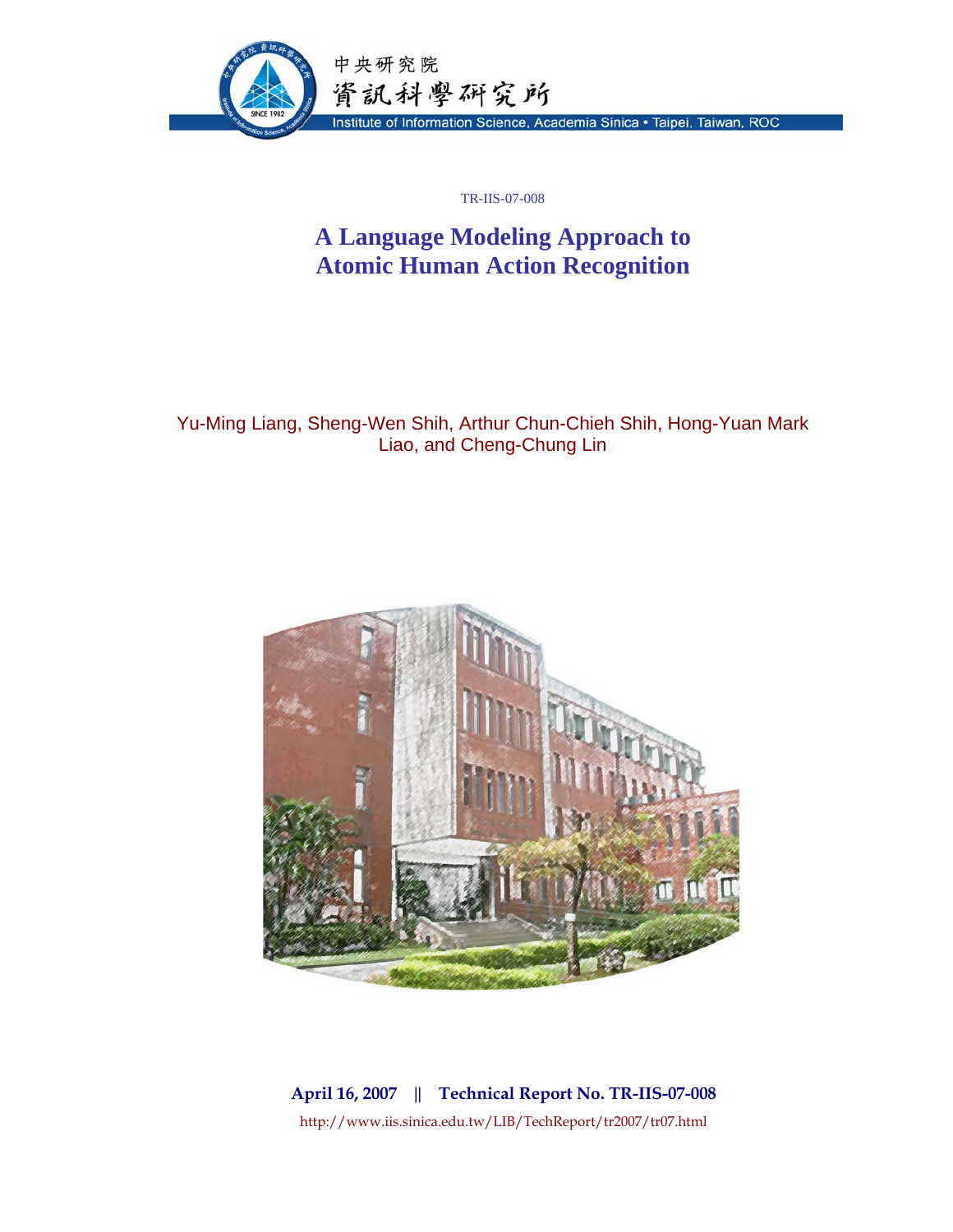中央研究院
資訊科學研究所
Institute of Information Science, Academia Sinica • Taipei, Taiwan, ROC

TR-IIS-07-008

# A Language Modeling Approach to Atomic Human Action Recognition

Yu-Ming Liang, Sheng-Wen Shih, Arthur Chun-Chieh Shih, Hong-Yuan Mark Liao, and Cheng-Chung Lin

**April 16, 2007 || Technical Report No. TR-IIS-07-008**

http://www.iis.sinica.edu.tw/LIB/TechReport/tr2007/tr07.html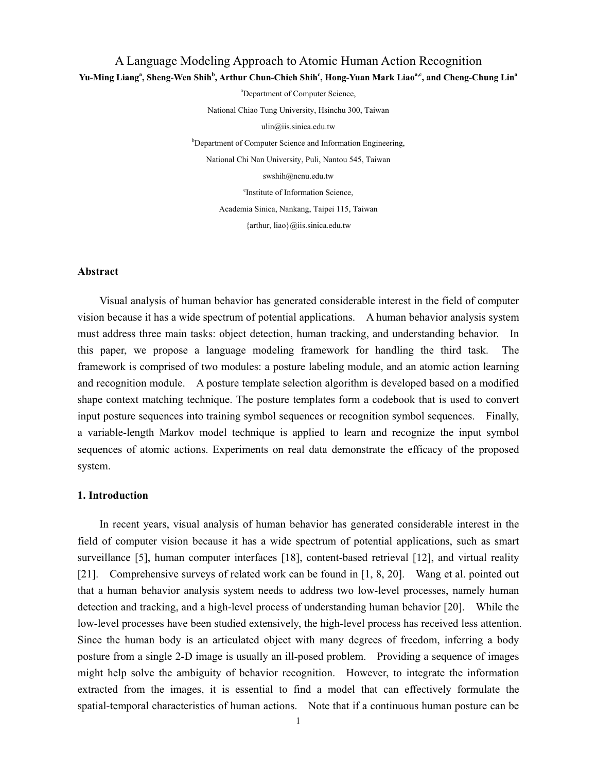# A Language Modeling Approach to Atomic Human Action Recognition

**Yu-Ming Liang[a], Sheng-Wen Shih[b], Arthur Chun-Chieh Shih[c], Hong-Yuan Mark Liao[a,c], and Cheng-Chung Lin[a]**

[a]Department of Computer Science,

National Chiao Tung University, Hsinchu 300, Taiwan

ulin@iis.sinica.edu.tw

[b]Department of Computer Science and Information Engineering,

National Chi Nan University, Puli, Nantou 545, Taiwan

swshih@ncnu.edu.tw

[c]Institute of Information Science,

Academia Sinica, Nankang, Taipei 115, Taiwan

{arthur, liao}@iis.sinica.edu.tw

### Abstract

Visual analysis of human behavior has generated considerable interest in the field of computer vision because it has a wide spectrum of potential applications. A human behavior analysis system must address three main tasks: object detection, human tracking, and understanding behavior. In this paper, we propose a language modeling framework for handling the third task. The framework is comprised of two modules: a posture labeling module, and an atomic action learning and recognition module. A posture template selection algorithm is developed based on a modified shape context matching technique. The posture templates form a codebook that is used to convert input posture sequences into training symbol sequences or recognition symbol sequences. Finally, a variable-length Markov model technique is applied to learn and recognize the input symbol sequences of atomic actions. Experiments on real data demonstrate the efficacy of the proposed system.

### 1. Introduction

In recent years, visual analysis of human behavior has generated considerable interest in the field of computer vision because it has a wide spectrum of potential applications, such as smart surveillance [5], human computer interfaces [18], content-based retrieval [12], and virtual reality [21]. Comprehensive surveys of related work can be found in [1, 8, 20]. Wang et al. pointed out that a human behavior analysis system needs to address two low-level processes, namely human detection and tracking, and a high-level process of understanding human behavior [20]. While the low-level processes have been studied extensively, the high-level process has received less attention. Since the human body is an articulated object with many degrees of freedom, inferring a body posture from a single 2-D image is usually an ill-posed problem. Providing a sequence of images might help solve the ambiguity of behavior recognition. However, to integrate the information extracted from the images, it is essential to find a model that can effectively formulate the spatial-temporal characteristics of human actions. Note that if a continuous human posture can be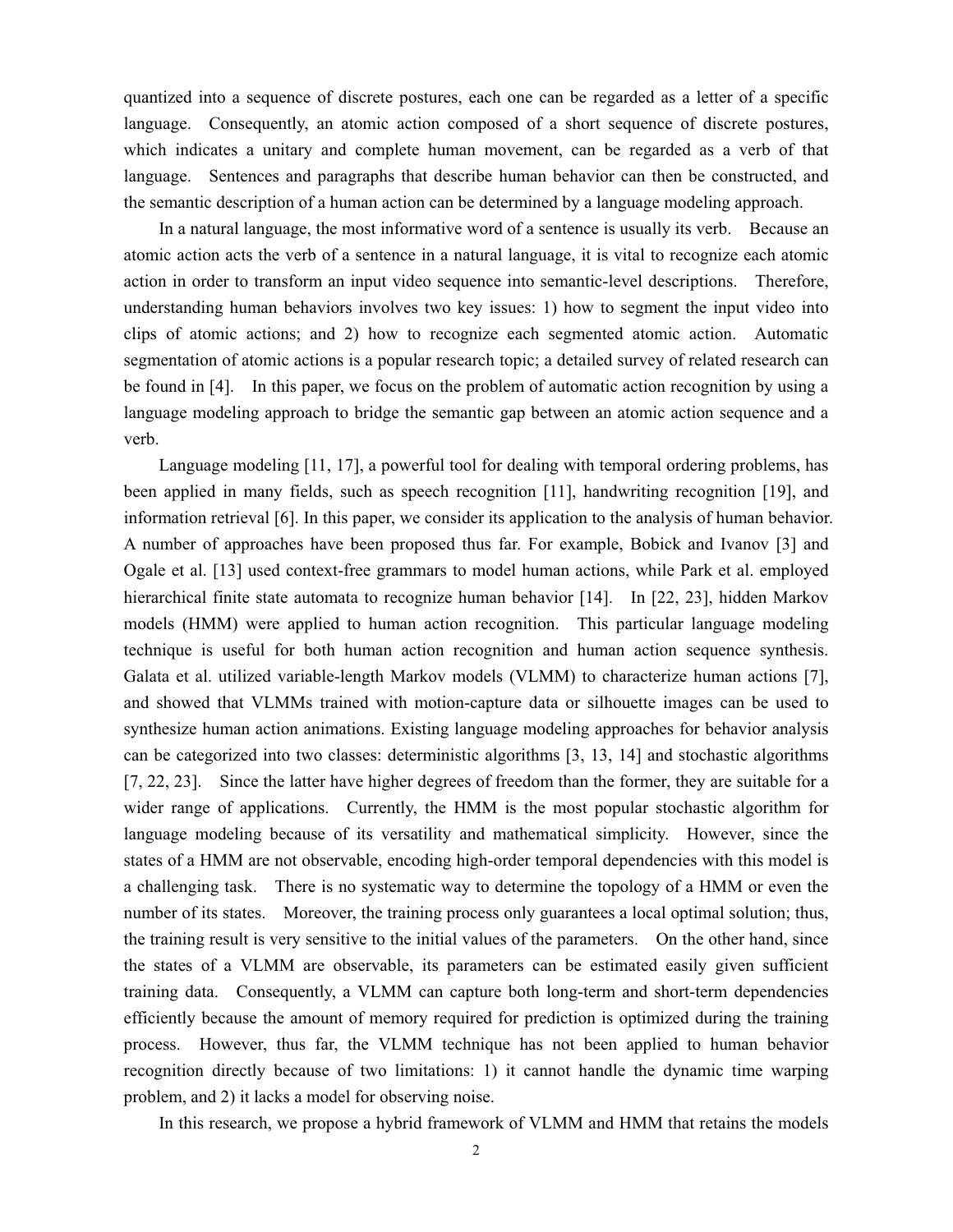quantized into a sequence of discrete postures, each one can be regarded as a letter of a specific language. Consequently, an atomic action composed of a short sequence of discrete postures, which indicates a unitary and complete human movement, can be regarded as a verb of that language. Sentences and paragraphs that describe human behavior can then be constructed, and the semantic description of a human action can be determined by a language modeling approach.

In a natural language, the most informative word of a sentence is usually its verb. Because an atomic action acts the verb of a sentence in a natural language, it is vital to recognize each atomic action in order to transform an input video sequence into semantic-level descriptions. Therefore, understanding human behaviors involves two key issues: 1) how to segment the input video into clips of atomic actions; and 2) how to recognize each segmented atomic action. Automatic segmentation of atomic actions is a popular research topic; a detailed survey of related research can be found in [4]. In this paper, we focus on the problem of automatic action recognition by using a language modeling approach to bridge the semantic gap between an atomic action sequence and a verb.

Language modeling [11, 17], a powerful tool for dealing with temporal ordering problems, has been applied in many fields, such as speech recognition [11], handwriting recognition [19], and information retrieval [6]. In this paper, we consider its application to the analysis of human behavior. A number of approaches have been proposed thus far. For example, Bobick and Ivanov [3] and Ogale et al. [13] used context-free grammars to model human actions, while Park et al. employed hierarchical finite state automata to recognize human behavior [14]. In [22, 23], hidden Markov models (HMM) were applied to human action recognition. This particular language modeling technique is useful for both human action recognition and human action sequence synthesis. Galata et al. utilized variable-length Markov models (VLMM) to characterize human actions [7], and showed that VLMMs trained with motion-capture data or silhouette images can be used to synthesize human action animations. Existing language modeling approaches for behavior analysis can be categorized into two classes: deterministic algorithms [3, 13, 14] and stochastic algorithms [7, 22, 23]. Since the latter have higher degrees of freedom than the former, they are suitable for a wider range of applications. Currently, the HMM is the most popular stochastic algorithm for language modeling because of its versatility and mathematical simplicity. However, since the states of a HMM are not observable, encoding high-order temporal dependencies with this model is a challenging task. There is no systematic way to determine the topology of a HMM or even the number of its states. Moreover, the training process only guarantees a local optimal solution; thus, the training result is very sensitive to the initial values of the parameters. On the other hand, since the states of a VLMM are observable, its parameters can be estimated easily given sufficient training data. Consequently, a VLMM can capture both long-term and short-term dependencies efficiently because the amount of memory required for prediction is optimized during the training process. However, thus far, the VLMM technique has not been applied to human behavior recognition directly because of two limitations: 1) it cannot handle the dynamic time warping problem, and 2) it lacks a model for observing noise.

In this research, we propose a hybrid framework of VLMM and HMM that retains the models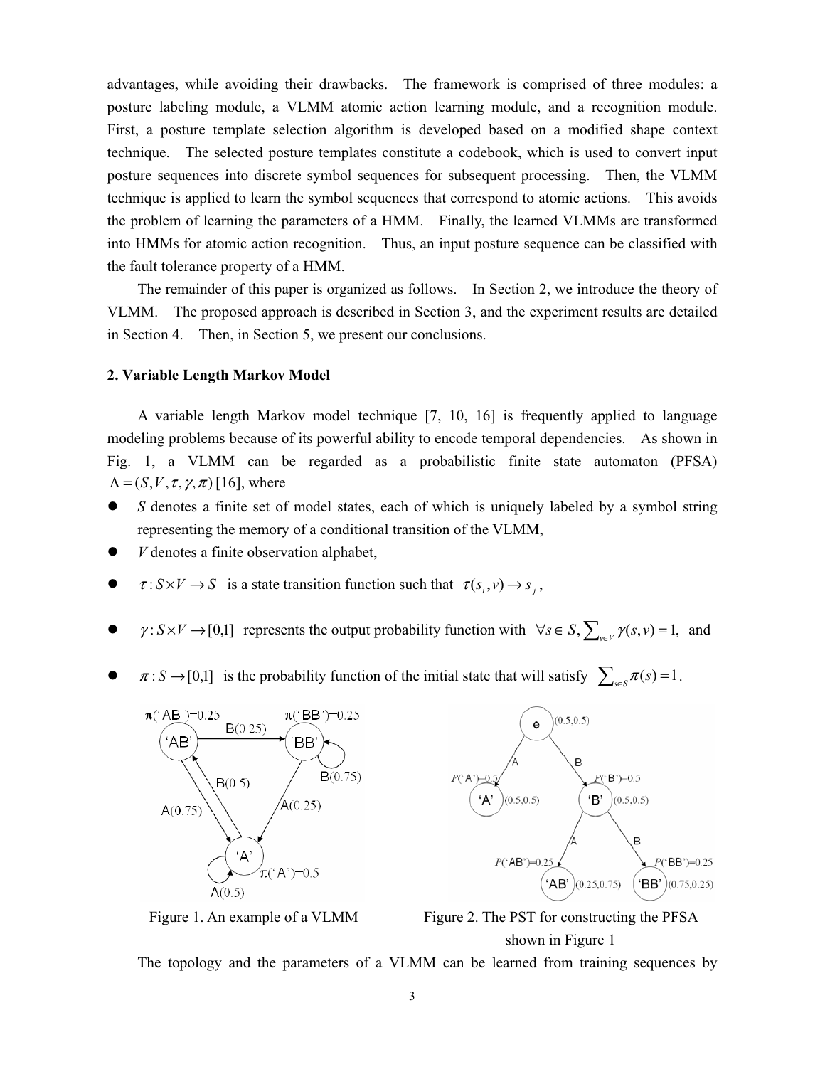advantages, while avoiding their drawbacks. The framework is comprised of three modules: a posture labeling module, a VLMM atomic action learning module, and a recognition module. First, a posture template selection algorithm is developed based on a modified shape context technique. The selected posture templates constitute a codebook, which is used to convert input posture sequences into discrete symbol sequences for subsequent processing. Then, the VLMM technique is applied to learn the symbol sequences that correspond to atomic actions. This avoids the problem of learning the parameters of a HMM. Finally, the learned VLMMs are transformed into HMMs for atomic action recognition. Thus, an input posture sequence can be classified with the fault tolerance property of a HMM.

The remainder of this paper is organized as follows. In Section 2, we introduce the theory of VLMM. The proposed approach is described in Section 3, and the experiment results are detailed in Section 4. Then, in Section 5, we present our conclusions.

**2. Variable Length Markov Model**

A variable length Markov model technique [7, 10, 16] is frequently applied to language modeling problems because of its powerful ability to encode temporal dependencies. As shown in Fig. 1, a VLMM can be regarded as a probabilistic finite state automaton (PFSA) $\Lambda = (S, V, \tau, \gamma, \pi)$ [16], where

- $S$ denotes a finite set of model states, each of which is uniquely labeled by a symbol string representing the memory of a conditional transition of the VLMM,
- $V$ denotes a finite observation alphabet,
- $\tau : S \times V \rightarrow S$ is a state transition function such that $\tau(s_i, v) \rightarrow s_j$,
- $\gamma : S \times V \rightarrow [0,1]$ represents the output probability function with $\forall s \in S, \sum_{v \in V} \gamma(s, v) = 1$, and
- $\pi : S \rightarrow [0,1]$ is the probability function of the initial state that will satisfy $\sum_{s \in S} \pi(s) = 1$.

Figure 1. An example of a VLMM

Figure 2. The PST for constructing the PFSA shown in Figure 1

The topology and the parameters of a VLMM can be learned from training sequences by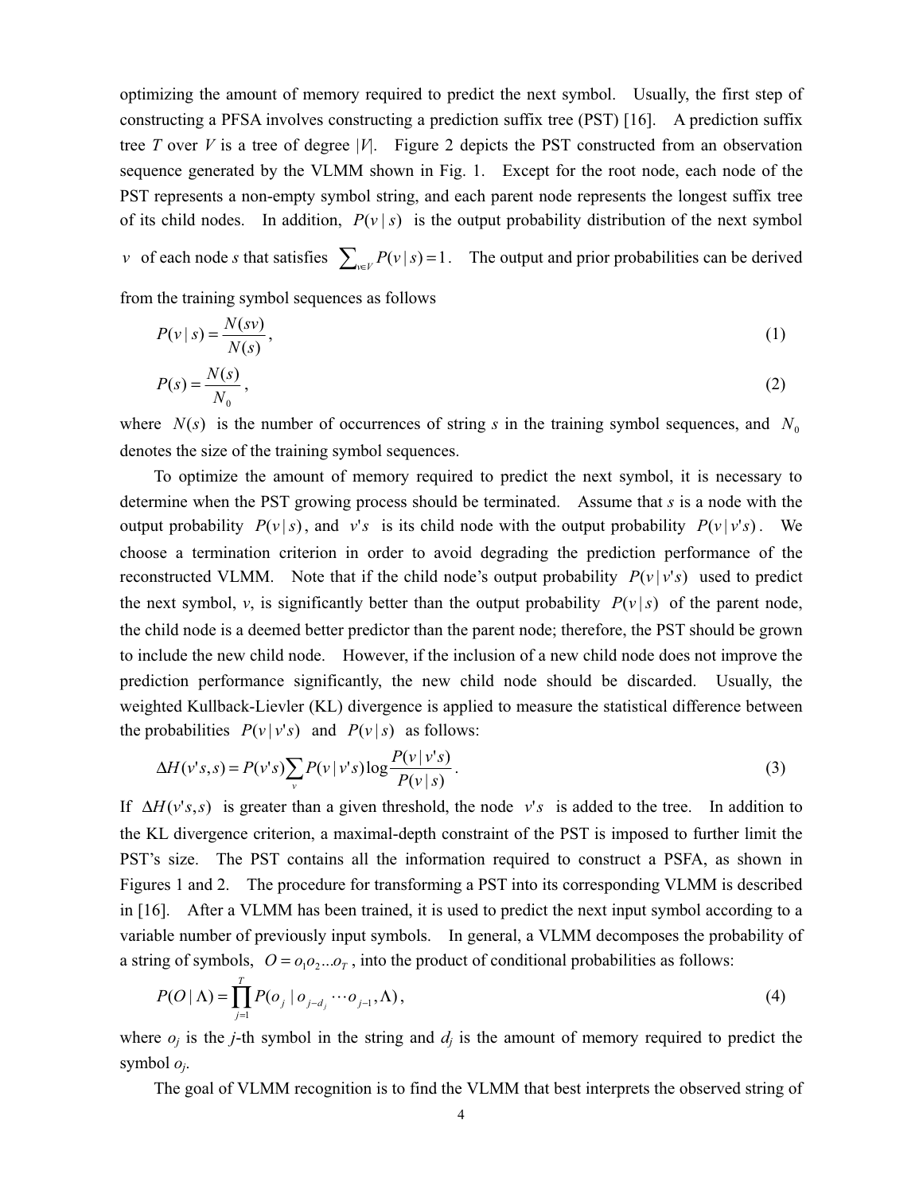optimizing the amount of memory required to predict the next symbol. Usually, the first step of constructing a PFSA involves constructing a prediction suffix tree (PST) [16]. A prediction suffix tree *T* over *V* is a tree of degree |*V*|. Figure 2 depicts the PST constructed from an observation sequence generated by the VLMM shown in Fig. 1. Except for the root node, each node of the PST represents a non-empty symbol string, and each parent node represents the longest suffix tree of its child nodes. In addition, $P(v \mid s)$ is the output probability distribution of the next symbol $v$ of each node *s* that satisfies $\sum_{v \in V} P(v \mid s) = 1$. The output and prior probabilities can be derived from the training symbol sequences as follows

$$P(v \mid s) = \frac{N(sv)}{N(s)}, \tag{1}$$

$$P(s) = \frac{N(s)}{N_0}, \tag{2}$$

where $N(s)$ is the number of occurrences of string *s* in the training symbol sequences, and $N_0$ denotes the size of the training symbol sequences.

To optimize the amount of memory required to predict the next symbol, it is necessary to determine when the PST growing process should be terminated. Assume that *s* is a node with the output probability $P(v \mid s)$, and $v's$ is its child node with the output probability $P(v \mid v's)$. We choose a termination criterion in order to avoid degrading the prediction performance of the reconstructed VLMM. Note that if the child node's output probability $P(v \mid v's)$ used to predict the next symbol, *v*, is significantly better than the output probability $P(v \mid s)$ of the parent node, the child node is a deemed better predictor than the parent node; therefore, the PST should be grown to include the new child node. However, if the inclusion of a new child node does not improve the prediction performance significantly, the new child node should be discarded. Usually, the weighted Kullback-Lievler (KL) divergence is applied to measure the statistical difference between the probabilities $P(v \mid v's)$ and $P(v \mid s)$ as follows:

$$\Delta H(v's, s) = P(v's) \sum_{v} P(v \mid v's) \log \frac{P(v \mid v's)}{P(v \mid s)}. \tag{3}$$

If $\Delta H(v's, s)$ is greater than a given threshold, the node $v's$ is added to the tree. In addition to the KL divergence criterion, a maximal-depth constraint of the PST is imposed to further limit the PST's size. The PST contains all the information required to construct a PSFA, as shown in Figures 1 and 2. The procedure for transforming a PST into its corresponding VLMM is described in [16]. After a VLMM has been trained, it is used to predict the next input symbol according to a variable number of previously input symbols. In general, a VLMM decomposes the probability of a string of symbols, $O = o_1 o_2 \ldots o_T$, into the product of conditional probabilities as follows:

$$P(O \mid \Lambda) = \prod_{j=1}^{T} P(o_j \mid o_{j-d_j} \cdots o_{j-1}, \Lambda), \tag{4}$$

where $o_j$ is the *j*-th symbol in the string and $d_j$ is the amount of memory required to predict the symbol $o_j$.

The goal of VLMM recognition is to find the VLMM that best interprets the observed string of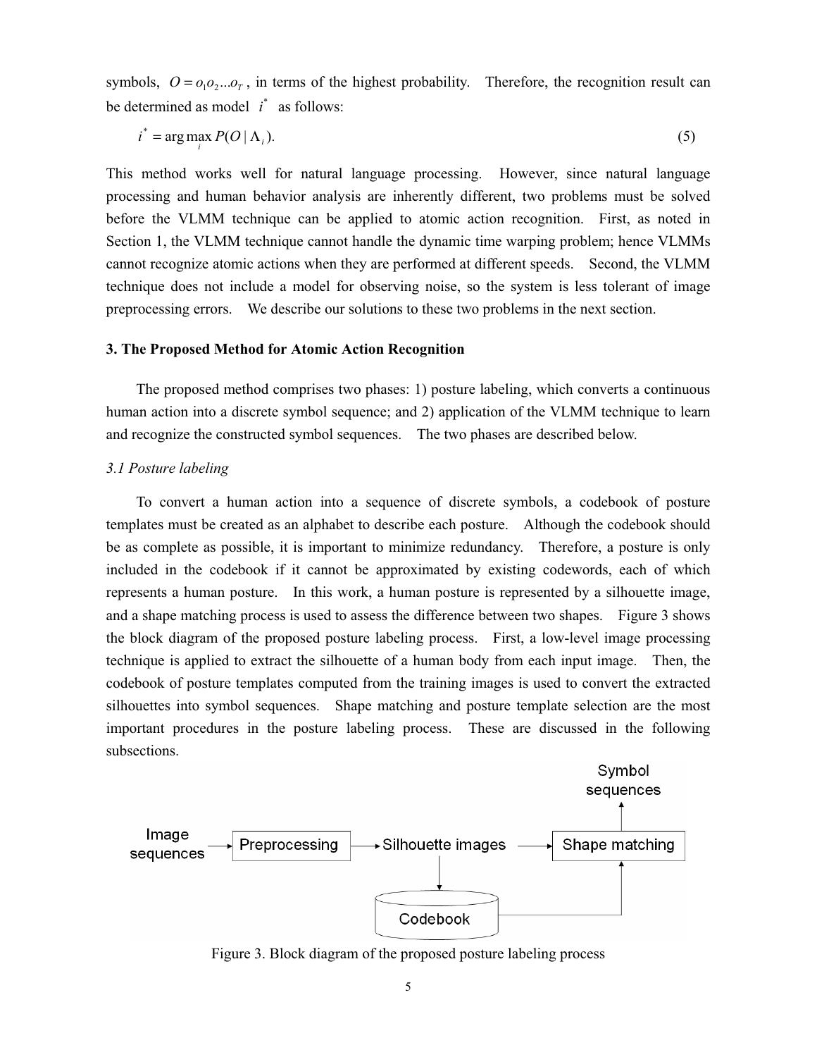symbols, $O = o_1 o_2 ... o_T$, in terms of the highest probability. Therefore, the recognition result can be determined as model $i^*$ as follows:

$$i^* = \arg\max_i P(O \mid \Lambda_i). \tag{5}$$

This method works well for natural language processing. However, since natural language processing and human behavior analysis are inherently different, two problems must be solved before the VLMM technique can be applied to atomic action recognition. First, as noted in Section 1, the VLMM technique cannot handle the dynamic time warping problem; hence VLMMs cannot recognize atomic actions when they are performed at different speeds. Second, the VLMM technique does not include a model for observing noise, so the system is less tolerant of image preprocessing errors. We describe our solutions to these two problems in the next section.

### 3. The Proposed Method for Atomic Action Recognition

The proposed method comprises two phases: 1) posture labeling, which converts a continuous human action into a discrete symbol sequence; and 2) application of the VLMM technique to learn and recognize the constructed symbol sequences. The two phases are described below.

#### *3.1 Posture labeling*

To convert a human action into a sequence of discrete symbols, a codebook of posture templates must be created as an alphabet to describe each posture. Although the codebook should be as complete as possible, it is important to minimize redundancy. Therefore, a posture is only included in the codebook if it cannot be approximated by existing codewords, each of which represents a human posture. In this work, a human posture is represented by a silhouette image, and a shape matching process is used to assess the difference between two shapes. Figure 3 shows the block diagram of the proposed posture labeling process. First, a low-level image processing technique is applied to extract the silhouette of a human body from each input image. Then, the codebook of posture templates computed from the training images is used to convert the extracted silhouettes into symbol sequences. Shape matching and posture template selection are the most important procedures in the posture labeling process. These are discussed in the following subsections.

Image sequences → Preprocessing → Silhouette images → Shape matching → Symbol sequences; Silhouette images → Codebook → Shape matching

Figure 3. Block diagram of the proposed posture labeling process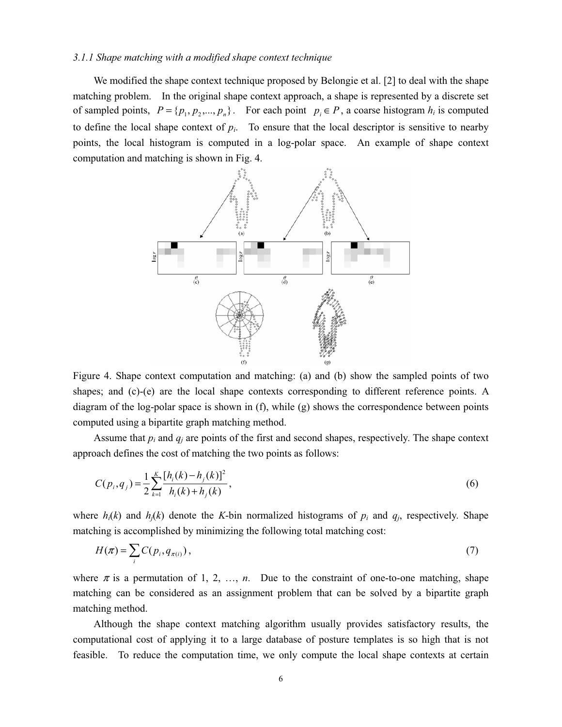*3.1.1 Shape matching with a modified shape context technique*

We modified the shape context technique proposed by Belongie et al. [2] to deal with the shape matching problem. In the original shape context approach, a shape is represented by a discrete set of sampled points, $P = \{p_1, p_2, ..., p_n\}$. For each point $p_i \in P$, a coarse histogram $h_i$ is computed to define the local shape context of $p_i$. To ensure that the local descriptor is sensitive to nearby points, the local histogram is computed in a log-polar space. An example of shape context computation and matching is shown in Fig. 4.

Figure 4. Shape context computation and matching: (a) and (b) show the sampled points of two shapes; and (c)-(e) are the local shape contexts corresponding to different reference points. A diagram of the log-polar space is shown in (f), while (g) shows the correspondence between points computed using a bipartite graph matching method.

Assume that $p_i$ and $q_j$ are points of the first and second shapes, respectively. The shape context approach defines the cost of matching the two points as follows:

$$C(p_i, q_j) = \frac{1}{2} \sum_{k=1}^{K} \frac{[h_i(k) - h_j(k)]^2}{h_i(k) + h_j(k)}, \tag{6}$$

where $h_i(k)$ and $h_j(k)$ denote the $K$-bin normalized histograms of $p_i$ and $q_j$, respectively. Shape matching is accomplished by minimizing the following total matching cost:

$$H(\pi) = \sum_i C(p_i, q_{\pi(i)}), \tag{7}$$

where $\pi$ is a permutation of 1, 2, …, $n$. Due to the constraint of one-to-one matching, shape matching can be considered as an assignment problem that can be solved by a bipartite graph matching method.

Although the shape context matching algorithm usually provides satisfactory results, the computational cost of applying it to a large database of posture templates is so high that is not feasible. To reduce the computation time, we only compute the local shape contexts at certain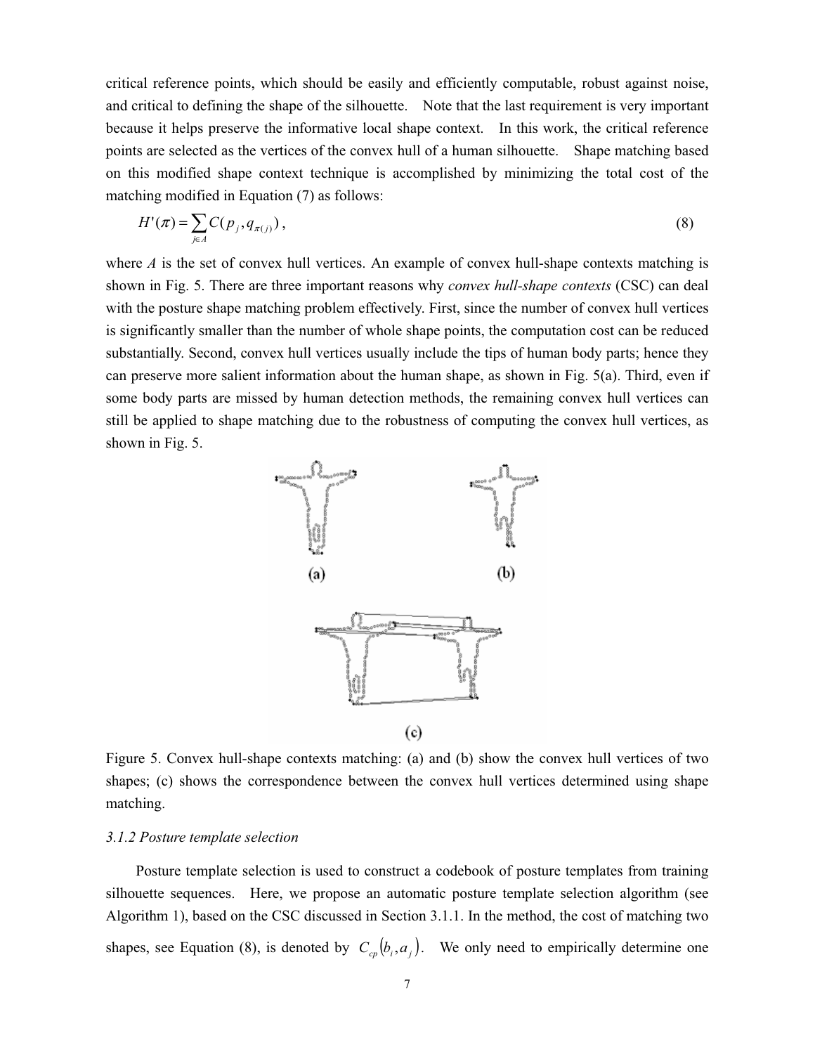critical reference points, which should be easily and efficiently computable, robust against noise, and critical to defining the shape of the silhouette. Note that the last requirement is very important because it helps preserve the informative local shape context. In this work, the critical reference points are selected as the vertices of the convex hull of a human silhouette. Shape matching based on this modified shape context technique is accomplished by minimizing the total cost of the matching modified in Equation (7) as follows:

$$H'(\pi) = \sum_{j \in A} C(p_j, q_{\pi(j)}), \tag{8}$$

where $A$ is the set of convex hull vertices. An example of convex hull-shape contexts matching is shown in Fig. 5. There are three important reasons why *convex hull-shape contexts* (CSC) can deal with the posture shape matching problem effectively. First, since the number of convex hull vertices is significantly smaller than the number of whole shape points, the computation cost can be reduced substantially. Second, convex hull vertices usually include the tips of human body parts; hence they can preserve more salient information about the human shape, as shown in Fig. 5(a). Third, even if some body parts are missed by human detection methods, the remaining convex hull vertices can still be applied to shape matching due to the robustness of computing the convex hull vertices, as shown in Fig. 5.

Figure 5. Convex hull-shape contexts matching: (a) and (b) show the convex hull vertices of two shapes; (c) shows the correspondence between the convex hull vertices determined using shape matching.

*3.1.2 Posture template selection*

Posture template selection is used to construct a codebook of posture templates from training silhouette sequences. Here, we propose an automatic posture template selection algorithm (see Algorithm 1), based on the CSC discussed in Section 3.1.1. In the method, the cost of matching two shapes, see Equation (8), is denoted by $C_{cp}(b_i, a_j)$. We only need to empirically determine one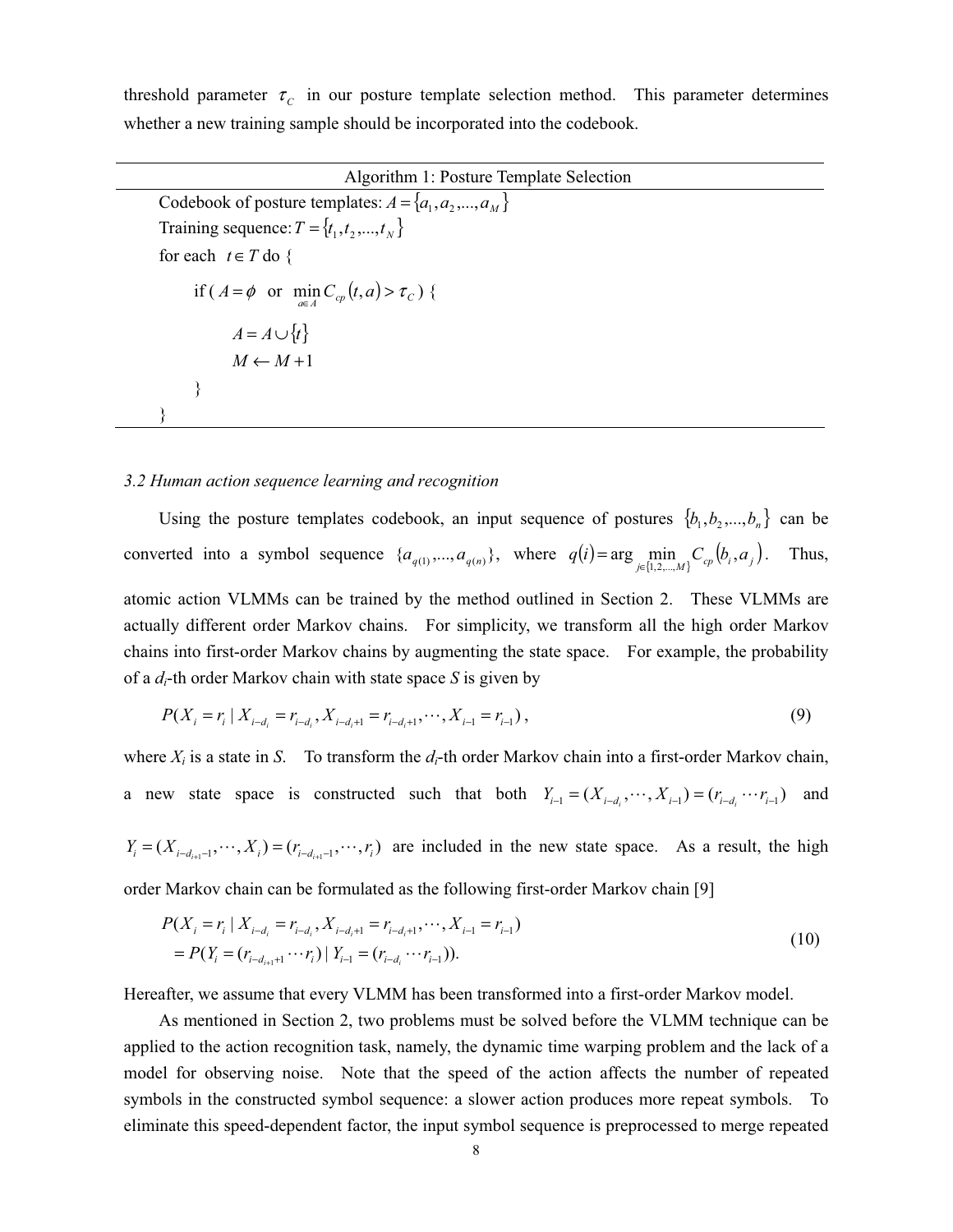threshold parameter $\tau_C$ in our posture template selection method. This parameter determines whether a new training sample should be incorporated into the codebook.

---

Algorithm 1: Posture Template Selection

---

```
Codebook of posture templates: A = {a_1, a_2, ..., a_M}
Training sequence: T = {t_1, t_2, ..., t_N}
for each t ∈ T do {
    if ( A = φ  or  min_{a∈A} C_cp(t, a) > τ_C ) {
        A = A ∪ {t}
        M ← M + 1
    }
}
```

---

*3.2 Human action sequence learning and recognition*

Using the posture templates codebook, an input sequence of postures $\{b_1, b_2, ..., b_n\}$ can be converted into a symbol sequence $\{a_{q(1)}, ..., a_{q(n)}\}$, where $q(i) = \arg\min_{j \in \{1,2,...,M\}} C_{cp}(b_i, a_j)$. Thus, atomic action VLMMs can be trained by the method outlined in Section 2. These VLMMs are actually different order Markov chains. For simplicity, we transform all the high order Markov chains into first-order Markov chains by augmenting the state space. For example, the probability of a $d_i$-th order Markov chain with state space $S$ is given by

$$P(X_i = r_i \mid X_{i-d_i} = r_{i-d_i}, X_{i-d_i+1} = r_{i-d_i+1}, \cdots, X_{i-1} = r_{i-1}), \tag{9}$$

where $X_i$ is a state in $S$. To transform the $d_i$-th order Markov chain into a first-order Markov chain, a new state space is constructed such that both $Y_{i-1} = (X_{i-d_i}, \cdots, X_{i-1}) = (r_{i-d_i} \cdots r_{i-1})$ and $Y_i = (X_{i-d_{i+1}-1}, \cdots, X_i) = (r_{i-d_{i+1}-1}, \cdots, r_i)$ are included in the new state space. As a result, the high order Markov chain can be formulated as the following first-order Markov chain [9]

$$\begin{aligned} &P(X_i = r_i \mid X_{i-d_i} = r_{i-d_i}, X_{i-d_i+1} = r_{i-d_i+1}, \cdots, X_{i-1} = r_{i-1}) \\ &= P(Y_i = (r_{i-d_{i+1}+1} \cdots r_i) \mid Y_{i-1} = (r_{i-d_i} \cdots r_{i-1})). \end{aligned} \tag{10}$$

Hereafter, we assume that every VLMM has been transformed into a first-order Markov model.

As mentioned in Section 2, two problems must be solved before the VLMM technique can be applied to the action recognition task, namely, the dynamic time warping problem and the lack of a model for observing noise. Note that the speed of the action affects the number of repeated symbols in the constructed symbol sequence: a slower action produces more repeat symbols. To eliminate this speed-dependent factor, the input symbol sequence is preprocessed to merge repeated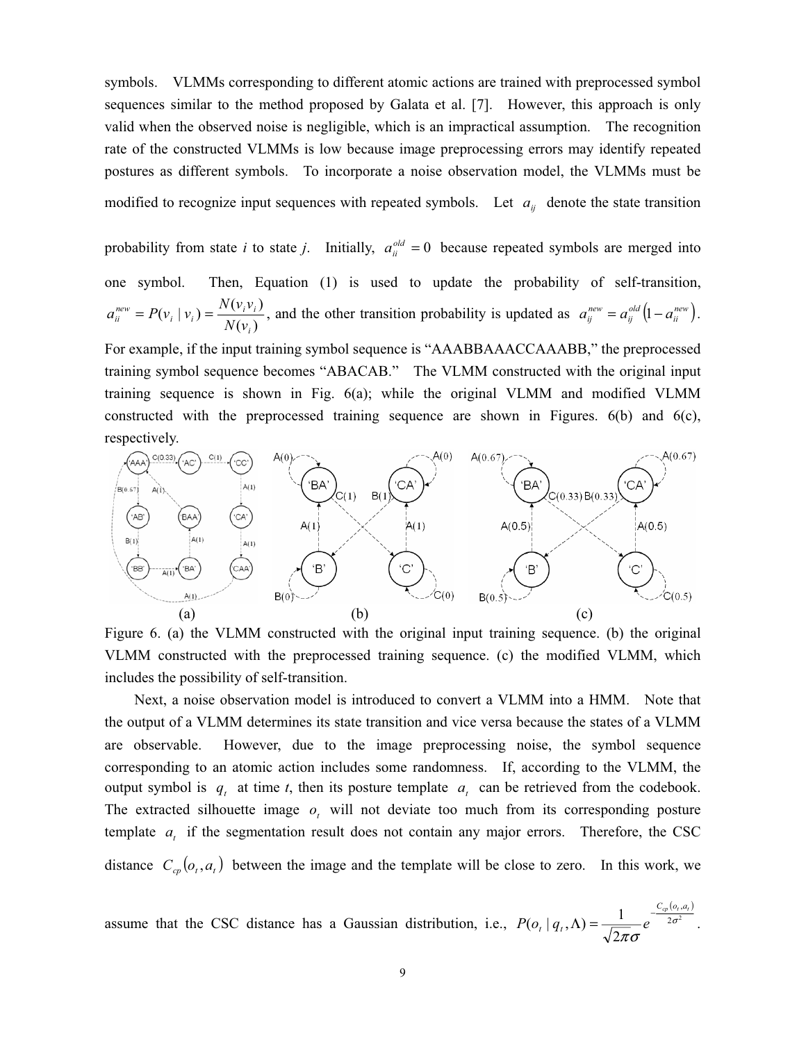symbols. VLMMs corresponding to different atomic actions are trained with preprocessed symbol sequences similar to the method proposed by Galata et al. [7]. However, this approach is only valid when the observed noise is negligible, which is an impractical assumption. The recognition rate of the constructed VLMMs is low because image preprocessing errors may identify repeated postures as different symbols. To incorporate a noise observation model, the VLMMs must be modified to recognize input sequences with repeated symbols. Let $a_{ij}$ denote the state transition probability from state *i* to state *j*. Initially, $a_{ii}^{old} = 0$ because repeated symbols are merged into one symbol. Then, Equation (1) is used to update the probability of self-transition, $a_{ii}^{new} = P(v_i \mid v_i) = \dfrac{N(v_i v_i)}{N(v_i)}$, and the other transition probability is updated as $a_{ij}^{new} = a_{ij}^{old}\left(1 - a_{ii}^{new}\right)$. For example, if the input training symbol sequence is "AAABBAAACCAAABB," the preprocessed training symbol sequence becomes "ABACAB." The VLMM constructed with the original input training sequence is shown in Fig. 6(a); while the original VLMM and modified VLMM constructed with the preprocessed training sequence are shown in Figures. 6(b) and 6(c), respectively.

Figure 6. (a) the VLMM constructed with the original input training sequence. (b) the original VLMM constructed with the preprocessed training sequence. (c) the modified VLMM, which includes the possibility of self-transition.

Next, a noise observation model is introduced to convert a VLMM into a HMM. Note that the output of a VLMM determines its state transition and vice versa because the states of a VLMM are observable. However, due to the image preprocessing noise, the symbol sequence corresponding to an atomic action includes some randomness. If, according to the VLMM, the output symbol is $q_t$ at time *t*, then its posture template $a_t$ can be retrieved from the codebook. The extracted silhouette image $o_t$ will not deviate too much from its corresponding posture template $a_t$ if the segmentation result does not contain any major errors. Therefore, the CSC distance $C_{cp}(o_t, a_t)$ between the image and the template will be close to zero. In this work, we assume that the CSC distance has a Gaussian distribution, i.e., $P(o_t \mid q_t, \Lambda) = \dfrac{1}{\sqrt{2\pi}\sigma} e^{-\frac{C_{cp}(o_t, a_t)}{2\sigma^2}}$.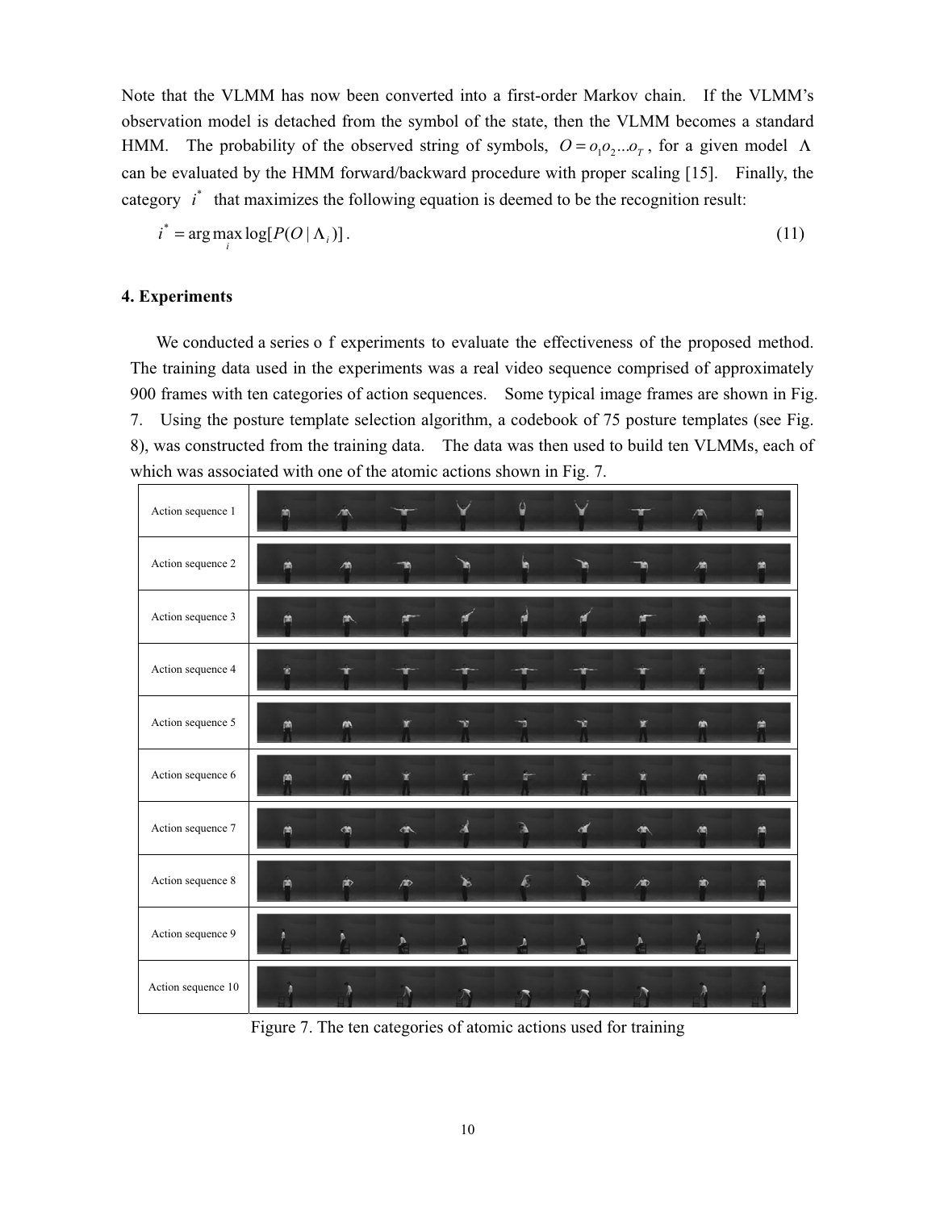Note that the VLMM has now been converted into a first-order Markov chain. If the VLMM's observation model is detached from the symbol of the state, then the VLMM becomes a standard HMM. The probability of the observed string of symbols, $O = o_1 o_2 ... o_T$, for a given model $\Lambda$ can be evaluated by the HMM forward/backward procedure with proper scaling [15]. Finally, the category $i^*$ that maximizes the following equation is deemed to be the recognition result:

$$i^* = \arg\max_i \log[P(O \mid \Lambda_i)]. \tag{11}$$

## 4. Experiments

We conducted a series o f experiments to evaluate the effectiveness of the proposed method. The training data used in the experiments was a real video sequence comprised of approximately 900 frames with ten categories of action sequences. Some typical image frames are shown in Fig. 7. Using the posture template selection algorithm, a codebook of 75 posture templates (see Fig. 8), was constructed from the training data. The data was then used to build ten VLMMs, each of which was associated with one of the atomic actions shown in Fig. 7.

| Action sequence 1 | |
|---|---|
| Action sequence 2 | |
| Action sequence 3 | |
| Action sequence 4 | |
| Action sequence 5 | |
| Action sequence 6 | |
| Action sequence 7 | |
| Action sequence 8 | |
| Action sequence 9 | |
| Action sequence 10 | |

Figure 7. The ten categories of atomic actions used for training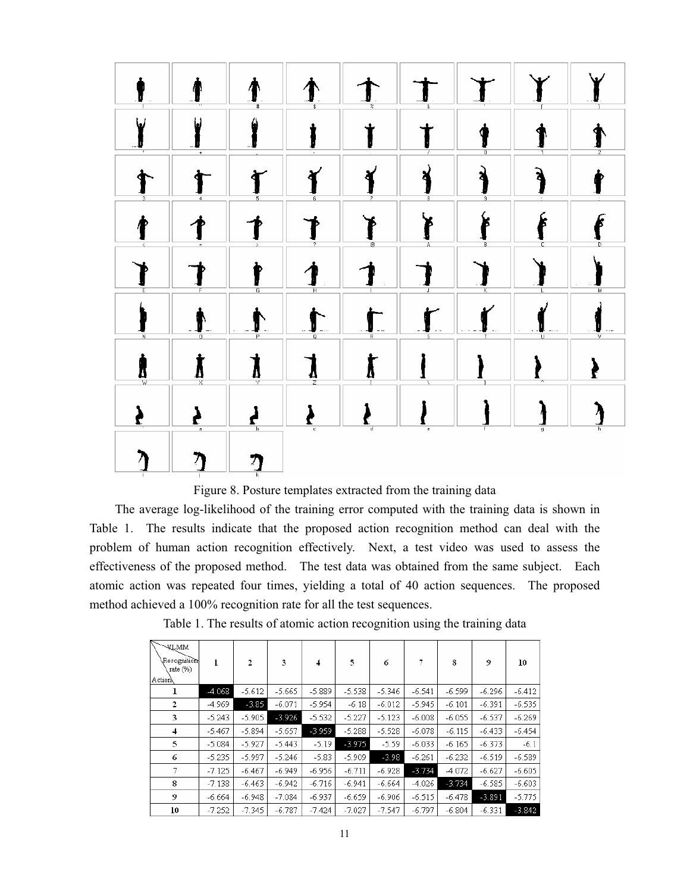Figure 8. Posture templates extracted from the training data

The average log-likelihood of the training error computed with the training data is shown in Table 1. The results indicate that the proposed action recognition method can deal with the problem of human action recognition effectively. Next, a test video was used to assess the effectiveness of the proposed method. The test data was obtained from the same subject. Each atomic action was repeated four times, yielding a total of 40 action sequences. The proposed method achieved a 100% recognition rate for all the test sequences.

Table 1. The results of atomic action recognition using the training data

| Action \ VLMM Recognition rate (%) | 1 | 2 | 3 | 4 | 5 | 6 | 7 | 8 | 9 | 10 |
|---|---|---|---|---|---|---|---|---|---|---|
| 1 | -4.068 | -5.612 | -5.665 | -5.889 | -5.538 | -5.346 | -6.541 | -6.599 | -6.296 | -6.412 |
| 2 | -4.969 | -3.85 | -6.071 | -5.954 | -6.18 | -6.012 | -5.945 | -6.101 | -6.391 | -6.535 |
| 3 | -5.243 | -5.905 | -3.926 | -5.532 | -5.227 | -5.123 | -6.008 | -6.055 | -6.537 | -6.269 |
| 4 | -5.467 | -5.894 | -5.657 | -3.959 | -5.288 | -5.528 | -6.078 | -6.115 | -6.433 | -6.454 |
| 5 | -5.084 | -5.927 | -5.443 | -5.19 | -3.975 | -5.59 | -6.033 | -6.165 | -6.373 | -6.1 |
| 6 | -5.235 | -5.997 | -5.246 | -5.83 | -5.909 | -3.98 | -6.261 | -6.232 | -6.519 | -6.589 |
| 7 | -7.125 | -6.467 | -6.949 | -6.956 | -6.711 | -6.928 | -3.734 | -4.072 | -6.627 | -6.605 |
| 8 | -7.138 | -6.463 | -6.942 | -6.716 | -6.941 | -6.664 | -4.026 | -3.734 | -6.585 | -6.603 |
| 9 | -6.664 | -6.948 | -7.084 | -6.937 | -6.659 | -6.906 | -6.515 | -6.478 | -3.891 | -5.775 |
| 10 | -7.252 | -7.345 | -6.787 | -7.424 | -7.027 | -7.547 | -6.797 | -6.804 | -6.331 | -3.842 |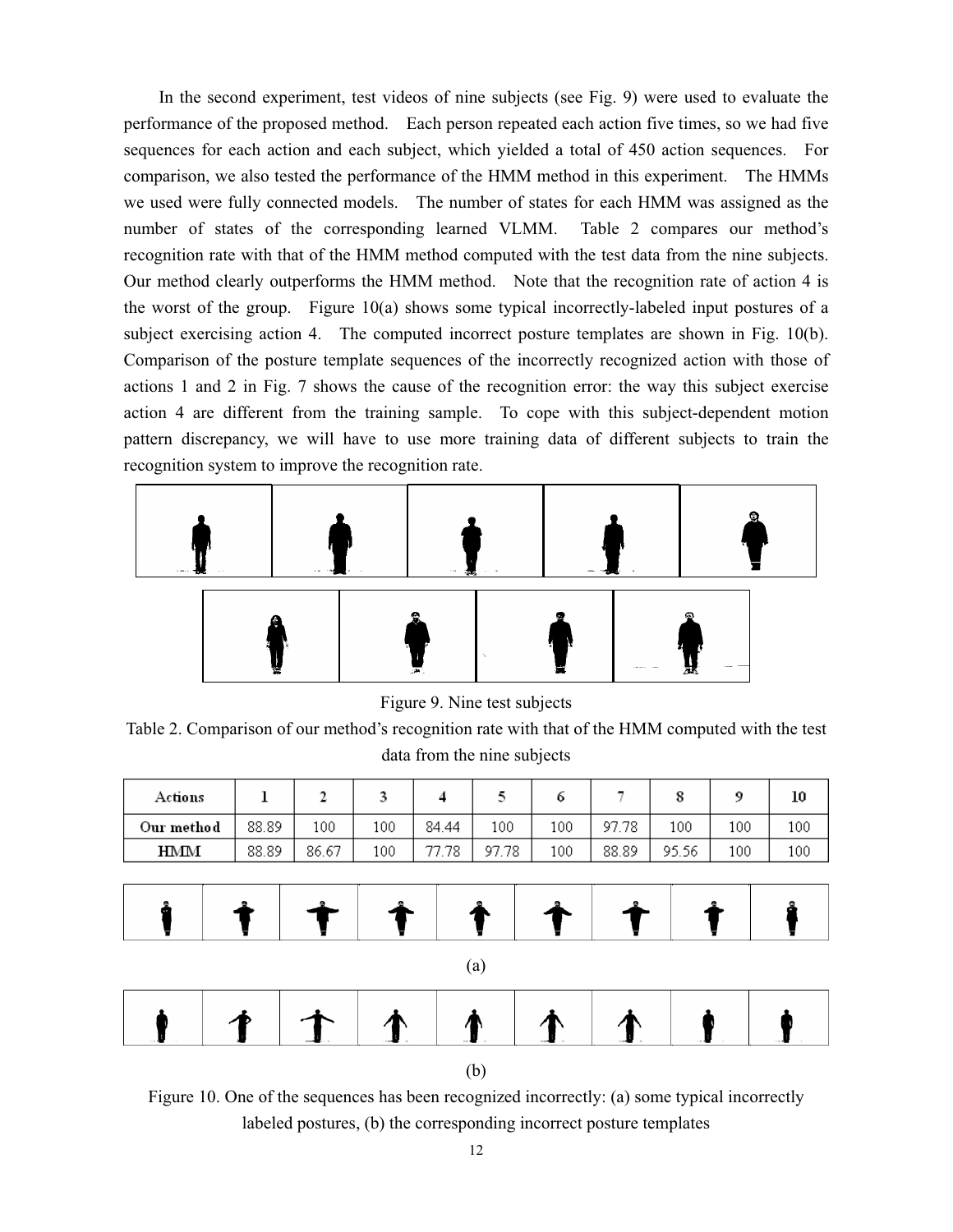In the second experiment, test videos of nine subjects (see Fig. 9) were used to evaluate the performance of the proposed method. Each person repeated each action five times, so we had five sequences for each action and each subject, which yielded a total of 450 action sequences. For comparison, we also tested the performance of the HMM method in this experiment. The HMMs we used were fully connected models. The number of states for each HMM was assigned as the number of states of the corresponding learned VLMM. Table 2 compares our method's recognition rate with that of the HMM method computed with the test data from the nine subjects. Our method clearly outperforms the HMM method. Note that the recognition rate of action 4 is the worst of the group. Figure 10(a) shows some typical incorrectly-labeled input postures of a subject exercising action 4. The computed incorrect posture templates are shown in Fig. 10(b). Comparison of the posture template sequences of the incorrectly recognized action with those of actions 1 and 2 in Fig. 7 shows the cause of the recognition error: the way this subject exercise action 4 are different from the training sample. To cope with this subject-dependent motion pattern discrepancy, we will have to use more training data of different subjects to train the recognition system to improve the recognition rate.

Figure 9. Nine test subjects

Table 2. Comparison of our method's recognition rate with that of the HMM computed with the test data from the nine subjects

| Actions | 1 | 2 | 3 | 4 | 5 | 6 | 7 | 8 | 9 | 10 |
|---|---|---|---|---|---|---|---|---|---|---|
| Our method | 88.89 | 100 | 100 | 84.44 | 100 | 100 | 97.78 | 100 | 100 | 100 |
| HMM | 88.89 | 86.67 | 100 | 77.78 | 97.78 | 100 | 88.89 | 95.56 | 100 | 100 |

(a)

(b)

Figure 10. One of the sequences has been recognized incorrectly: (a) some typical incorrectly labeled postures, (b) the corresponding incorrect posture templates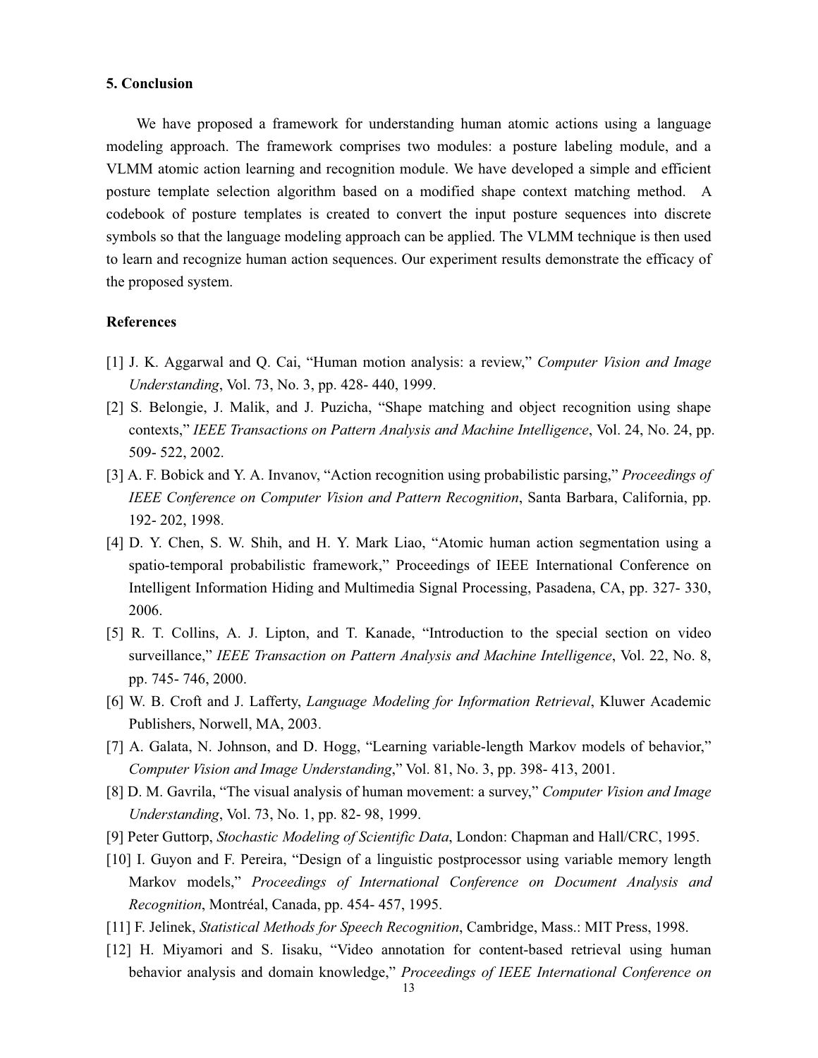### 5. Conclusion

We have proposed a framework for understanding human atomic actions using a language modeling approach. The framework comprises two modules: a posture labeling module, and a VLMM atomic action learning and recognition module. We have developed a simple and efficient posture template selection algorithm based on a modified shape context matching method. A codebook of posture templates is created to convert the input posture sequences into discrete symbols so that the language modeling approach can be applied. The VLMM technique is then used to learn and recognize human action sequences. Our experiment results demonstrate the efficacy of the proposed system.

### References

[1] J. K. Aggarwal and Q. Cai, "Human motion analysis: a review," *Computer Vision and Image Understanding*, Vol. 73, No. 3, pp. 428- 440, 1999.

[2] S. Belongie, J. Malik, and J. Puzicha, "Shape matching and object recognition using shape contexts," *IEEE Transactions on Pattern Analysis and Machine Intelligence*, Vol. 24, No. 24, pp. 509- 522, 2002.

[3] A. F. Bobick and Y. A. Invanov, "Action recognition using probabilistic parsing," *Proceedings of IEEE Conference on Computer Vision and Pattern Recognition*, Santa Barbara, California, pp. 192- 202, 1998.

[4] D. Y. Chen, S. W. Shih, and H. Y. Mark Liao, "Atomic human action segmentation using a spatio-temporal probabilistic framework," Proceedings of IEEE International Conference on Intelligent Information Hiding and Multimedia Signal Processing, Pasadena, CA, pp. 327- 330, 2006.

[5] R. T. Collins, A. J. Lipton, and T. Kanade, "Introduction to the special section on video surveillance," *IEEE Transaction on Pattern Analysis and Machine Intelligence*, Vol. 22, No. 8, pp. 745- 746, 2000.

[6] W. B. Croft and J. Lafferty, *Language Modeling for Information Retrieval*, Kluwer Academic Publishers, Norwell, MA, 2003.

[7] A. Galata, N. Johnson, and D. Hogg, "Learning variable-length Markov models of behavior," *Computer Vision and Image Understanding*," Vol. 81, No. 3, pp. 398- 413, 2001.

[8] D. M. Gavrila, "The visual analysis of human movement: a survey," *Computer Vision and Image Understanding*, Vol. 73, No. 1, pp. 82- 98, 1999.

[9] Peter Guttorp, *Stochastic Modeling of Scientific Data*, London: Chapman and Hall/CRC, 1995.

[10] I. Guyon and F. Pereira, "Design of a linguistic postprocessor using variable memory length Markov models," *Proceedings of International Conference on Document Analysis and Recognition*, Montréal, Canada, pp. 454- 457, 1995.

[11] F. Jelinek, *Statistical Methods for Speech Recognition*, Cambridge, Mass.: MIT Press, 1998.

[12] H. Miyamori and S. Iisaku, "Video annotation for content-based retrieval using human behavior analysis and domain knowledge," *Proceedings of IEEE International Conference on*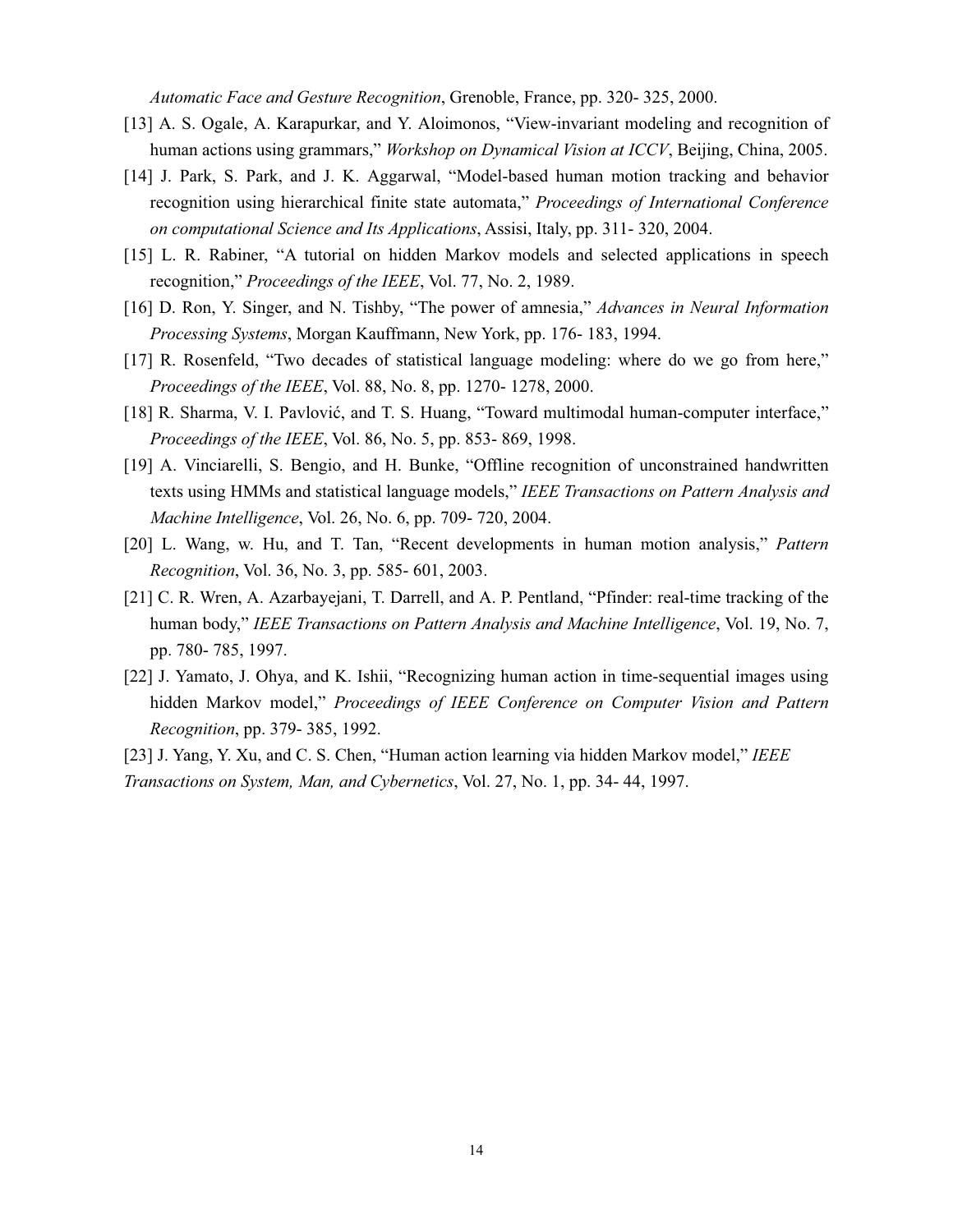*Automatic Face and Gesture Recognition*, Grenoble, France, pp. 320- 325, 2000.

[13] A. S. Ogale, A. Karapurkar, and Y. Aloimonos, "View-invariant modeling and recognition of human actions using grammars," *Workshop on Dynamical Vision at ICCV*, Beijing, China, 2005.

[14] J. Park, S. Park, and J. K. Aggarwal, "Model-based human motion tracking and behavior recognition using hierarchical finite state automata," *Proceedings of International Conference on computational Science and Its Applications*, Assisi, Italy, pp. 311- 320, 2004.

[15] L. R. Rabiner, "A tutorial on hidden Markov models and selected applications in speech recognition," *Proceedings of the IEEE*, Vol. 77, No. 2, 1989.

[16] D. Ron, Y. Singer, and N. Tishby, "The power of amnesia," *Advances in Neural Information Processing Systems*, Morgan Kauffmann, New York, pp. 176- 183, 1994.

[17] R. Rosenfeld, "Two decades of statistical language modeling: where do we go from here," *Proceedings of the IEEE*, Vol. 88, No. 8, pp. 1270- 1278, 2000.

[18] R. Sharma, V. I. Pavlović, and T. S. Huang, "Toward multimodal human-computer interface," *Proceedings of the IEEE*, Vol. 86, No. 5, pp. 853- 869, 1998.

[19] A. Vinciarelli, S. Bengio, and H. Bunke, "Offline recognition of unconstrained handwritten texts using HMMs and statistical language models," *IEEE Transactions on Pattern Analysis and Machine Intelligence*, Vol. 26, No. 6, pp. 709- 720, 2004.

[20] L. Wang, w. Hu, and T. Tan, "Recent developments in human motion analysis," *Pattern Recognition*, Vol. 36, No. 3, pp. 585- 601, 2003.

[21] C. R. Wren, A. Azarbayejani, T. Darrell, and A. P. Pentland, "Pfinder: real-time tracking of the human body," *IEEE Transactions on Pattern Analysis and Machine Intelligence*, Vol. 19, No. 7, pp. 780- 785, 1997.

[22] J. Yamato, J. Ohya, and K. Ishii, "Recognizing human action in time-sequential images using hidden Markov model," *Proceedings of IEEE Conference on Computer Vision and Pattern Recognition*, pp. 379- 385, 1992.

[23] J. Yang, Y. Xu, and C. S. Chen, "Human action learning via hidden Markov model," *IEEE Transactions on System, Man, and Cybernetics*, Vol. 27, No. 1, pp. 34- 44, 1997.